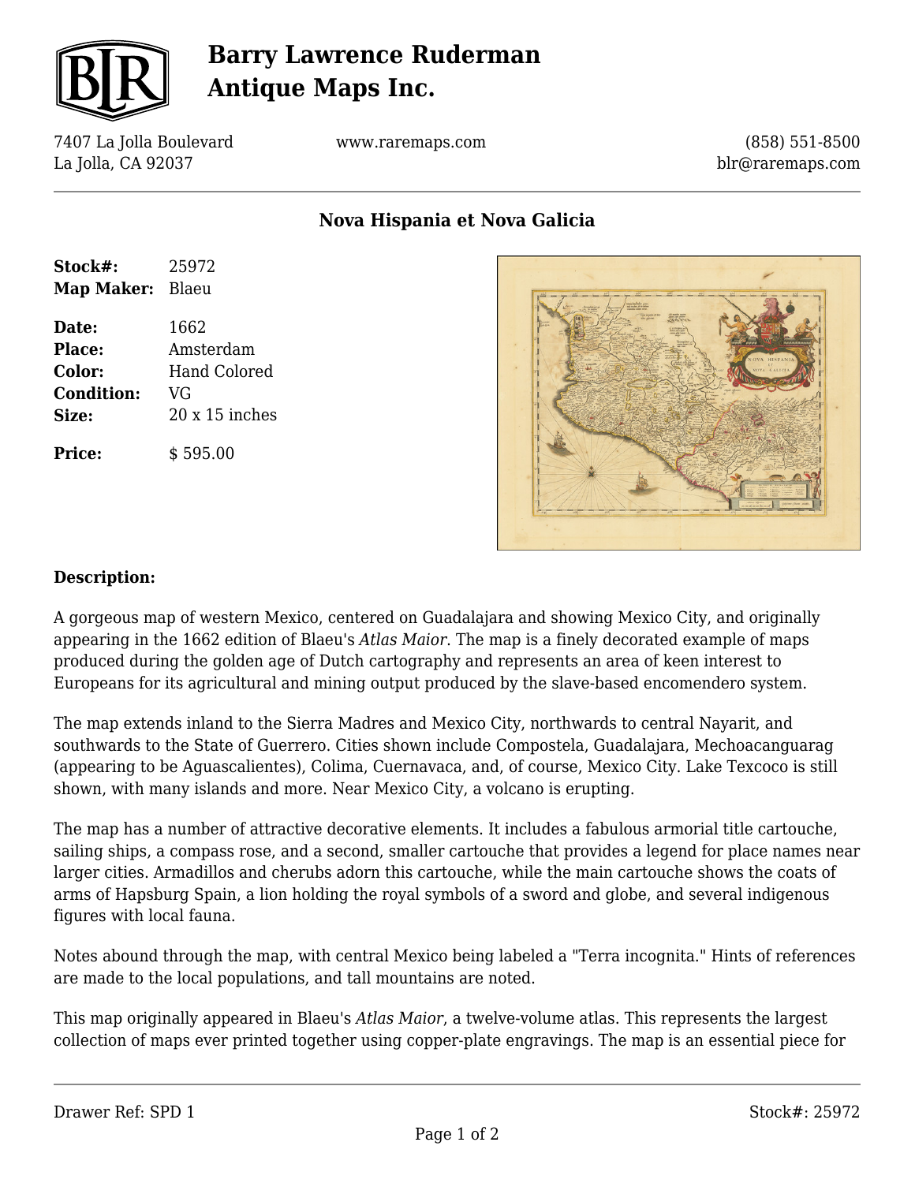# Barry Lawrence Ruderman Antique Maps Inc.

7407 La Jolla Boulevard
La Jolla, CA 92037

www.raremaps.com

(858) 551-8500
blr@raremaps.com

## Nova Hispania et Nova Galicia

**Stock#:** 25972
**Map Maker:** Blaeu

**Date:** 1662
**Place:** Amsterdam
**Color:** Hand Colored
**Condition:** VG
**Size:** 20 x 15 inches

**Price:** $ 595.00

### Description:

A gorgeous map of western Mexico, centered on Guadalajara and showing Mexico City, and originally appearing in the 1662 edition of Blaeu's *Atlas Maior*. The map is a finely decorated example of maps produced during the golden age of Dutch cartography and represents an area of keen interest to Europeans for its agricultural and mining output produced by the slave-based encomendero system.

The map extends inland to the Sierra Madres and Mexico City, northwards to central Nayarit, and southwards to the State of Guerrero. Cities shown include Compostela, Guadalajara, Mechoacanguarag (appearing to be Aguascalientes), Colima, Cuernavaca, and, of course, Mexico City. Lake Texcoco is still shown, with many islands and more. Near Mexico City, a volcano is erupting.

The map has a number of attractive decorative elements. It includes a fabulous armorial title cartouche, sailing ships, a compass rose, and a second, smaller cartouche that provides a legend for place names near larger cities. Armadillos and cherubs adorn this cartouche, while the main cartouche shows the coats of arms of Hapsburg Spain, a lion holding the royal symbols of a sword and globe, and several indigenous figures with local fauna.

Notes abound through the map, with central Mexico being labeled a "Terra incognita." Hints of references are made to the local populations, and tall mountains are noted.

This map originally appeared in Blaeu's *Atlas Maior*, a twelve-volume atlas. This represents the largest collection of maps ever printed together using copper-plate engravings. The map is an essential piece for

Drawer Ref: SPD 1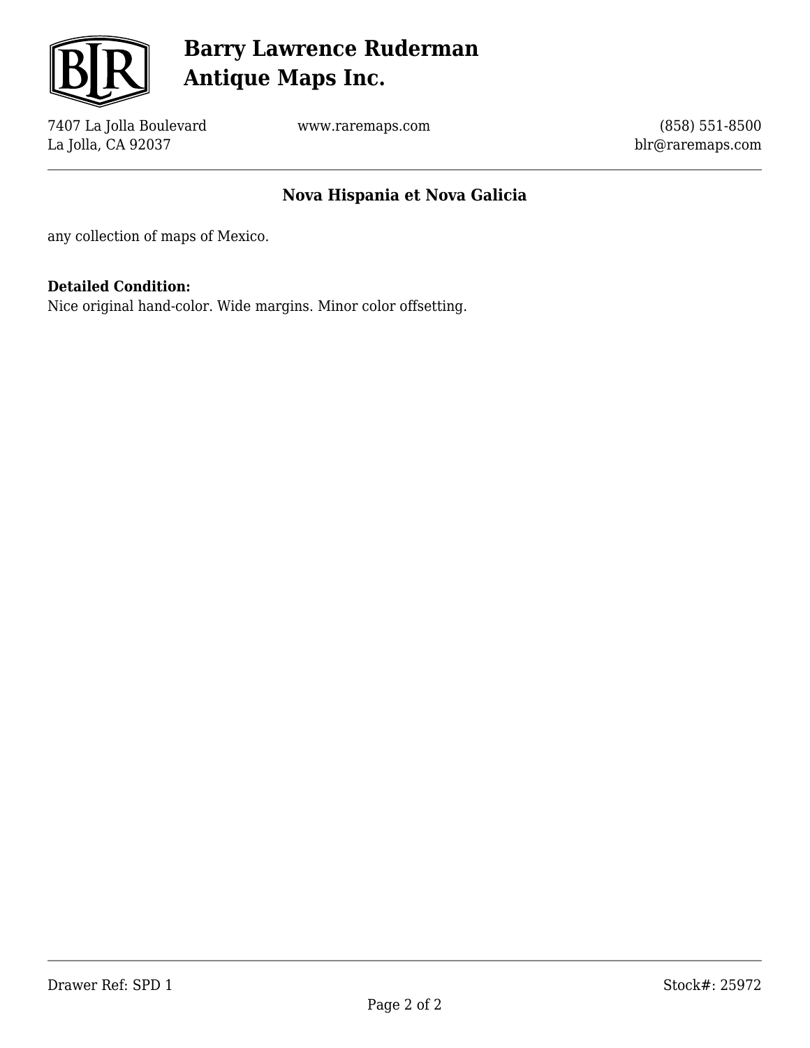any collection of maps of Mexico.

**Detailed Condition:**
Nice original hand-color. Wide margins. Minor color offsetting.